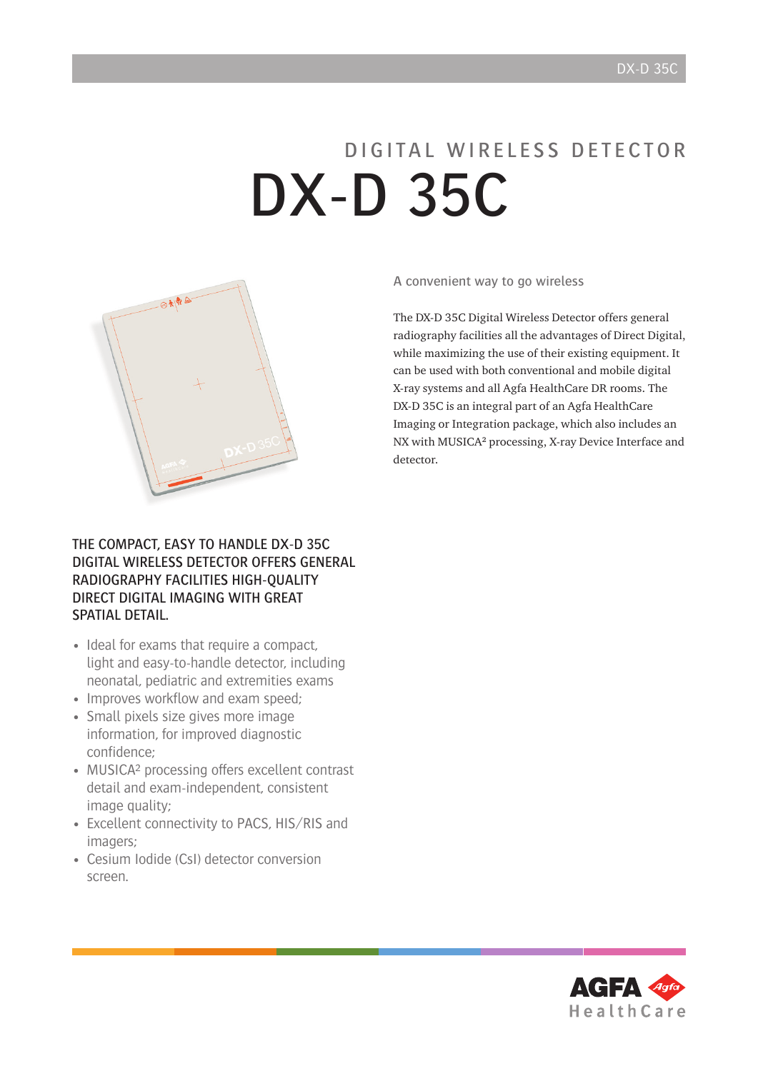# DIGITAL WIRELESS DETECTOR

# DX-D 35C

A convenient way to go wireless

The DX-D 35C Digital Wireless Detector offers general radiography facilities all the advantages of Direct Digital, while maximizing the use of their existing equipment. It can be used with both conventional and mobile digital X-ray systems and all Agfa HealthCare DR rooms. The DX-D 35C is an integral part of an Agfa HealthCare Imaging or Integration package, which also includes an NX with MUSICA² processing, X-ray Device Interface and detector.

## THE COMPACT, EASY TO HANDLE DX-D 35C DIGITAL WIRELESS DETECTOR OFFERS GENERAL RADIOGRAPHY FACILITIES HIGH-QUALITY DIRECT DIGITAL IMAGING WITH GREAT SPATIAL DETAIL.

- Ideal for exams that require a compact, light and easy-to-handle detector, including neonatal, pediatric and extremities exams
- Improves workflow and exam speed;
- Small pixels size gives more image information, for improved diagnostic confidence;
- MUSICA² processing offers excellent contrast detail and exam-independent, consistent image quality;
- Excellent connectivity to PACS, HIS/RIS and imagers;
- Cesium Iodide (CsI) detector conversion screen.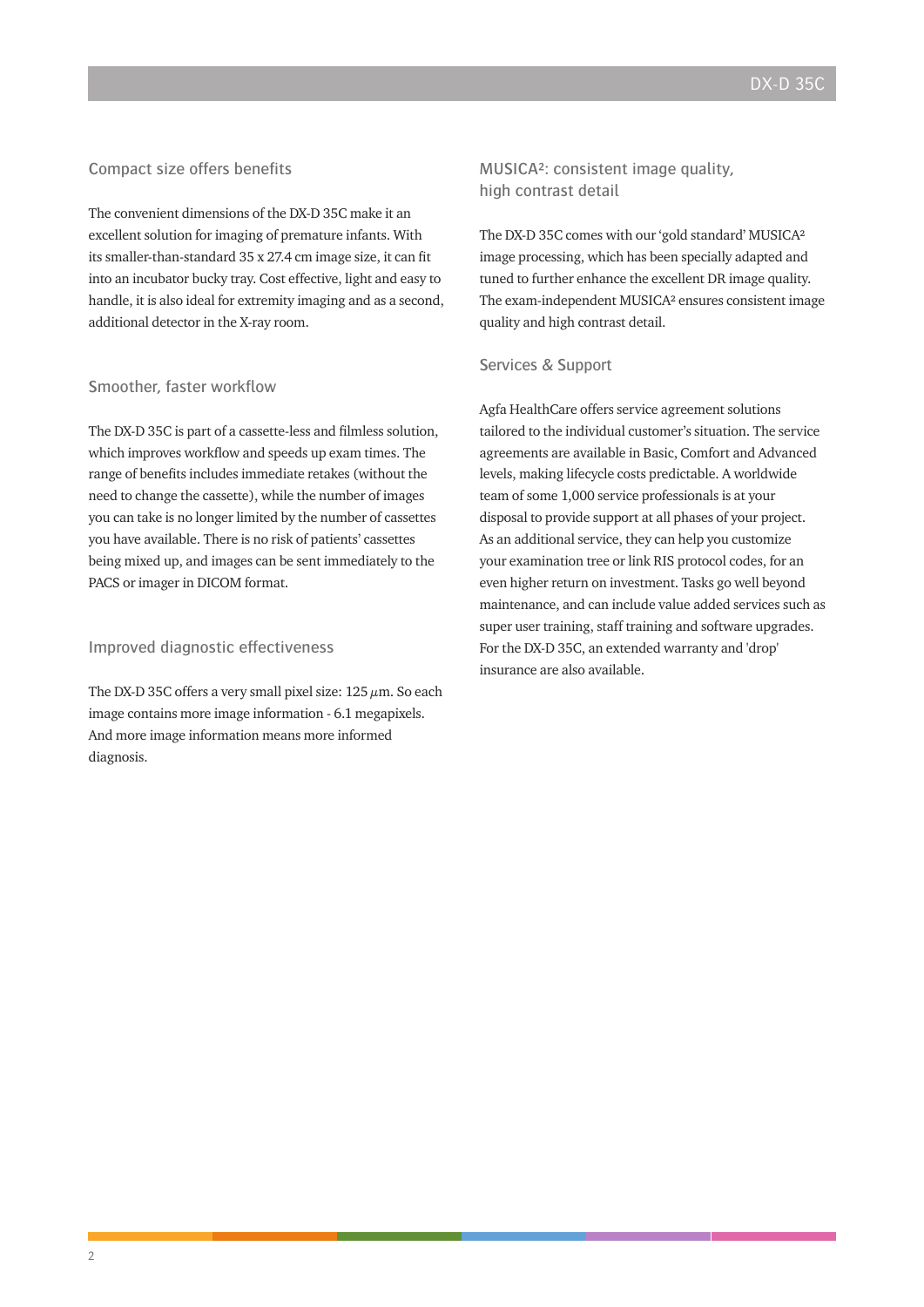## Compact size offers benefits

The convenient dimensions of the DX-D 35C make it an excellent solution for imaging of premature infants. With its smaller-than-standard 35 x 27.4 cm image size, it can fit into an incubator bucky tray. Cost effective, light and easy to handle, it is also ideal for extremity imaging and as a second, additional detector in the X-ray room.

## Smoother, faster workflow

The DX-D 35C is part of a cassette-less and filmless solution, which improves workflow and speeds up exam times. The range of benefits includes immediate retakes (without the need to change the cassette), while the number of images you can take is no longer limited by the number of cassettes you have available. There is no risk of patients' cassettes being mixed up, and images can be sent immediately to the PACS or imager in DICOM format.

## Improved diagnostic effectiveness

The DX-D 35C offers a very small pixel size: 125 $\mu$m. So each image contains more image information - 6.1 megapixels. And more image information means more informed diagnosis.

## MUSICA²: consistent image quality, high contrast detail

The DX-D 35C comes with our 'gold standard' MUSICA² image processing, which has been specially adapted and tuned to further enhance the excellent DR image quality. The exam-independent MUSICA² ensures consistent image quality and high contrast detail.

## Services & Support

Agfa HealthCare offers service agreement solutions tailored to the individual customer's situation. The service agreements are available in Basic, Comfort and Advanced levels, making lifecycle costs predictable. A worldwide team of some 1,000 service professionals is at your disposal to provide support at all phases of your project. As an additional service, they can help you customize your examination tree or link RIS protocol codes, for an even higher return on investment. Tasks go well beyond maintenance, and can include value added services such as super user training, staff training and software upgrades. For the DX-D 35C, an extended warranty and 'drop' insurance are also available.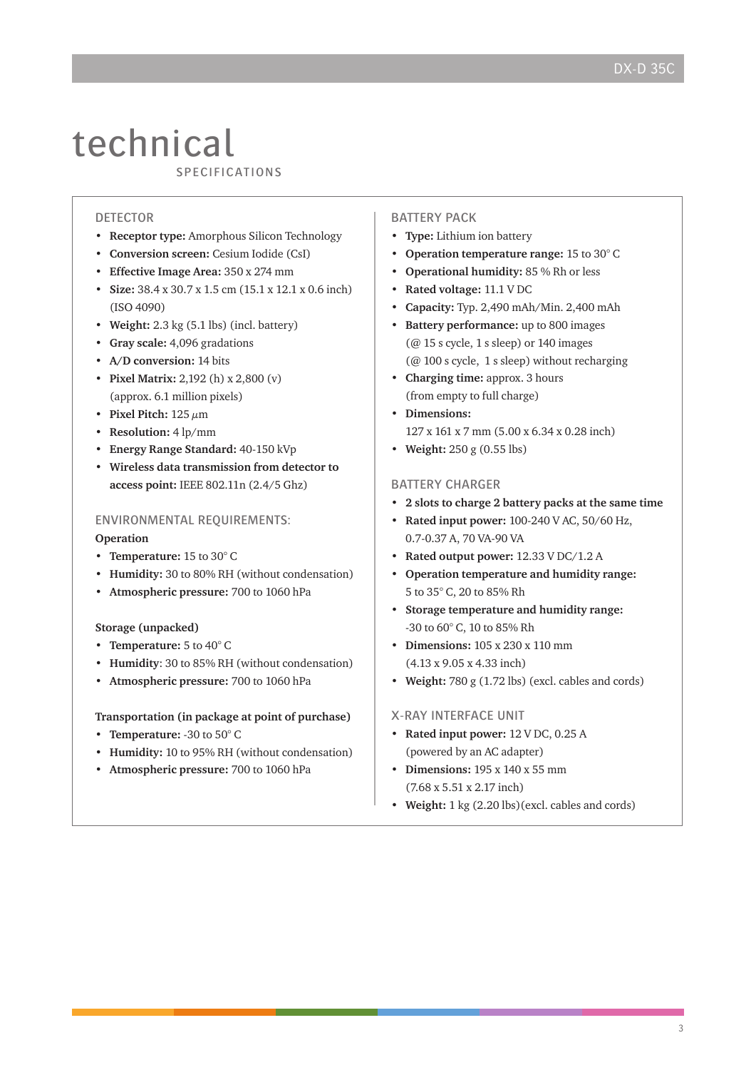# technical

SPECIFICATIONS

## DETECTOR

- **Receptor type:** Amorphous Silicon Technology
- **Conversion screen:** Cesium Iodide (CsI)
- **Effective Image Area:** 350 x 274 mm
- **Size:** 38.4 x 30.7 x 1.5 cm (15.1 x 12.1 x 0.6 inch) (ISO 4090)
- **Weight:** 2.3 kg (5.1 lbs) (incl. battery)
- **Gray scale:** 4,096 gradations
- **A/D conversion:** 14 bits
- **Pixel Matrix:** 2,192 (h) x 2,800 (v) (approx. 6.1 million pixels)
- **Pixel Pitch:** 125 $\mu$m
- **Resolution:** 4 lp/mm
- **Energy Range Standard:** 40-150 kVp
- **Wireless data transmission from detector to access point:** IEEE 802.11n (2.4/5 Ghz)

## ENVIRONMENTAL REQUIREMENTS:

**Operation**

- **Temperature:** 15 to 30° C
- **Humidity:** 30 to 80% RH (without condensation)
- **Atmospheric pressure:** 700 to 1060 hPa

**Storage (unpacked)**

- **Temperature:** 5 to 40° C
- **Humidity**: 30 to 85% RH (without condensation)
- **Atmospheric pressure:** 700 to 1060 hPa

**Transportation (in package at point of purchase)**

- **Temperature:** -30 to 50° C
- **Humidity:** 10 to 95% RH (without condensation)
- **Atmospheric pressure:** 700 to 1060 hPa

## BATTERY PACK

- **Type:** Lithium ion battery
- **Operation temperature range:** 15 to 30° C
- **Operational humidity:** 85 % Rh or less
- **Rated voltage:** 11.1 V DC
- **Capacity:** Typ. 2,490 mAh/Min. 2,400 mAh
- **Battery performance:** up to 800 images (@ 15 s cycle, 1 s sleep) or 140 images (@ 100 s cycle, 1 s sleep) without recharging
- **Charging time:** approx. 3 hours (from empty to full charge)
- **Dimensions:** 127 x 161 x 7 mm (5.00 x 6.34 x 0.28 inch)
- **Weight:** 250 g (0.55 lbs)

## BATTERY CHARGER

- **2 slots to charge 2 battery packs at the same time**
- **Rated input power:** 100-240 V AC, 50/60 Hz, 0.7-0.37 A, 70 VA-90 VA
- **Rated output power:** 12.33 V DC/1.2 A
- **Operation temperature and humidity range:** 5 to 35° C, 20 to 85% Rh
- **Storage temperature and humidity range:** -30 to 60° C, 10 to 85% Rh
- **Dimensions:** 105 x 230 x 110 mm (4.13 x 9.05 x 4.33 inch)
- **Weight:** 780 g (1.72 lbs) (excl. cables and cords)

## X-RAY INTERFACE UNIT

- **Rated input power:** 12 V DC, 0.25 A (powered by an AC adapter)
- **Dimensions:** 195 x 140 x 55 mm (7.68 x 5.51 x 2.17 inch)
- **Weight:** 1 kg (2.20 lbs)(excl. cables and cords)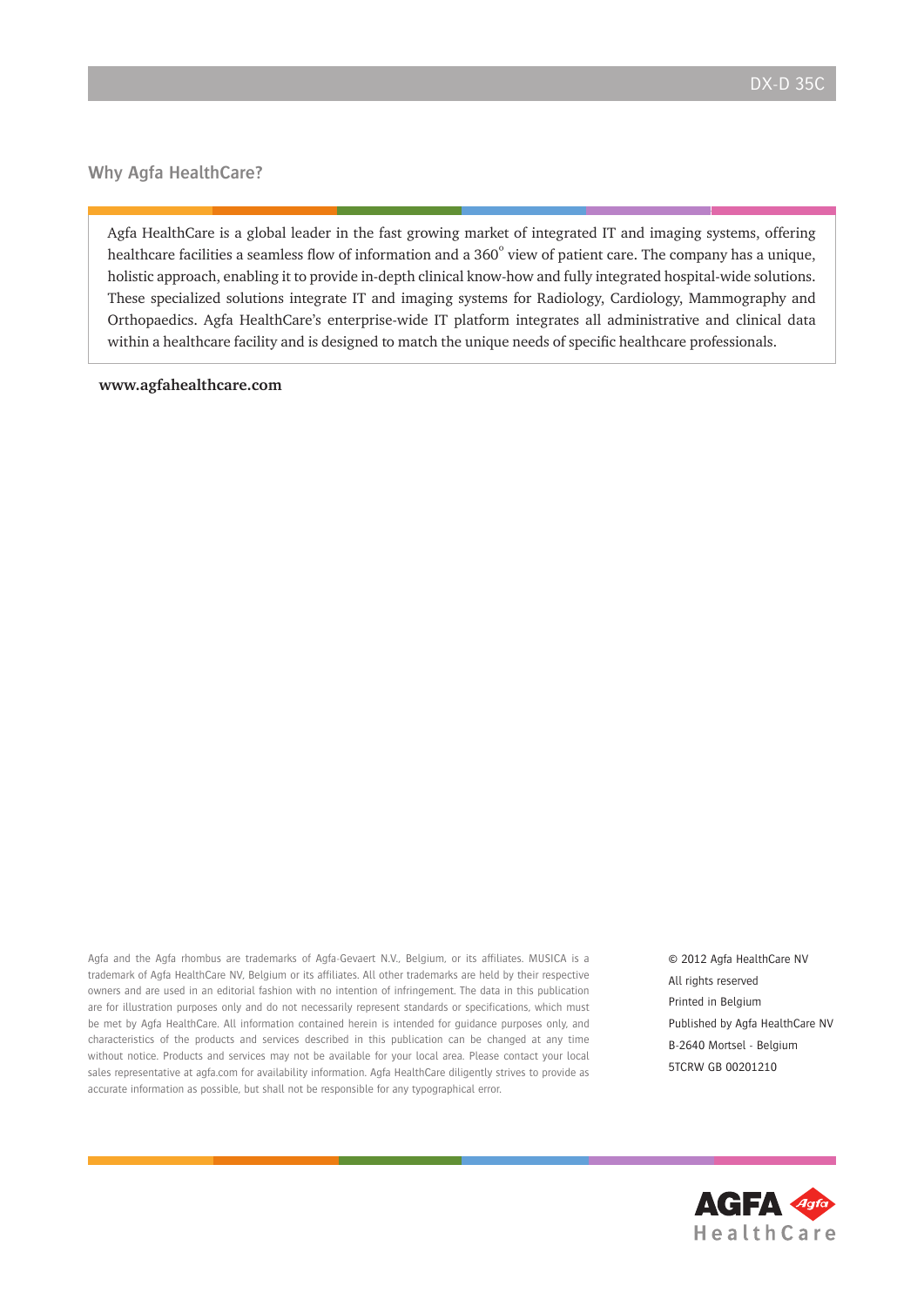## Why Agfa HealthCare?

Agfa HealthCare is a global leader in the fast growing market of integrated IT and imaging systems, offering healthcare facilities a seamless flow of information and a 360° view of patient care. The company has a unique, holistic approach, enabling it to provide in-depth clinical know-how and fully integrated hospital-wide solutions. These specialized solutions integrate IT and imaging systems for Radiology, Cardiology, Mammography and Orthopaedics. Agfa HealthCare's enterprise-wide IT platform integrates all administrative and clinical data within a healthcare facility and is designed to match the unique needs of specific healthcare professionals.

**www.agfahealthcare.com**

Agfa and the Agfa rhombus are trademarks of Agfa-Gevaert N.V., Belgium, or its affiliates. MUSICA is a trademark of Agfa HealthCare NV, Belgium or its affiliates. All other trademarks are held by their respective owners and are used in an editorial fashion with no intention of infringement. The data in this publication are for illustration purposes only and do not necessarily represent standards or specifications, which must be met by Agfa HealthCare. All information contained herein is intended for guidance purposes only, and characteristics of the products and services described in this publication can be changed at any time without notice. Products and services may not be available for your local area. Please contact your local sales representative at agfa.com for availability information. Agfa HealthCare diligently strives to provide as accurate information as possible, but shall not be responsible for any typographical error.

© 2012 Agfa HealthCare NV
All rights reserved
Printed in Belgium
Published by Agfa HealthCare NV
B-2640 Mortsel - Belgium
5TCRW GB 00201210

AGFA HealthCare